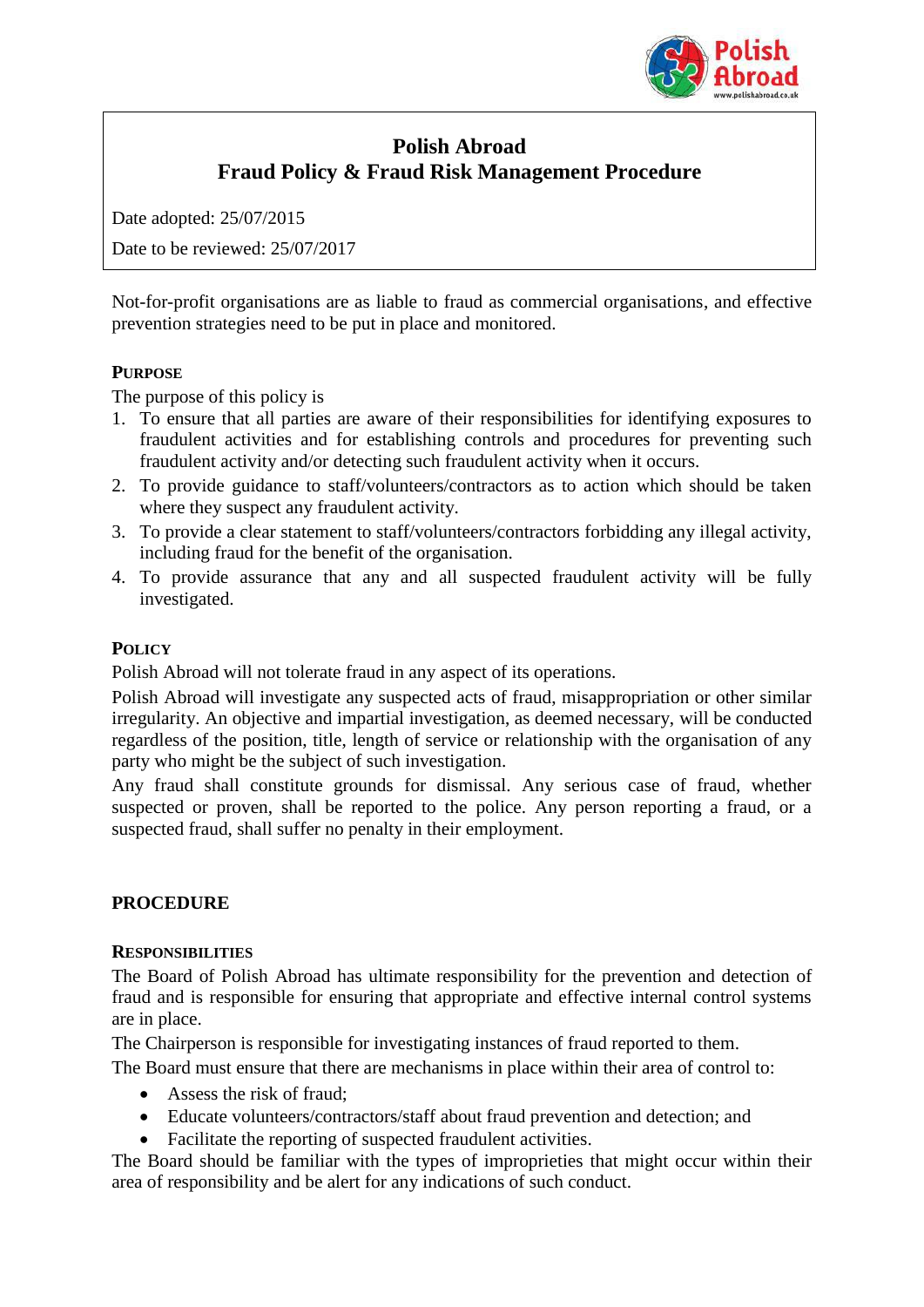# Polish Abroad
# Fraud Policy & Fraud Risk Management Procedure

Date adopted: 25/07/2015

Date to be reviewed: 25/07/2017

Not-for-profit organisations are as liable to fraud as commercial organisations, and effective prevention strategies need to be put in place and monitored.

### PURPOSE

The purpose of this policy is

1. To ensure that all parties are aware of their responsibilities for identifying exposures to fraudulent activities and for establishing controls and procedures for preventing such fraudulent activity and/or detecting such fraudulent activity when it occurs.
2. To provide guidance to staff/volunteers/contractors as to action which should be taken where they suspect any fraudulent activity.
3. To provide a clear statement to staff/volunteers/contractors forbidding any illegal activity, including fraud for the benefit of the organisation.
4. To provide assurance that any and all suspected fraudulent activity will be fully investigated.

### POLICY

Polish Abroad will not tolerate fraud in any aspect of its operations.

Polish Abroad will investigate any suspected acts of fraud, misappropriation or other similar irregularity. An objective and impartial investigation, as deemed necessary, will be conducted regardless of the position, title, length of service or relationship with the organisation of any party who might be the subject of such investigation.

Any fraud shall constitute grounds for dismissal. Any serious case of fraud, whether suspected or proven, shall be reported to the police. Any person reporting a fraud, or a suspected fraud, shall suffer no penalty in their employment.

## PROCEDURE

### RESPONSIBILITIES

The Board of Polish Abroad has ultimate responsibility for the prevention and detection of fraud and is responsible for ensuring that appropriate and effective internal control systems are in place.

The Chairperson is responsible for investigating instances of fraud reported to them.

The Board must ensure that there are mechanisms in place within their area of control to:

- Assess the risk of fraud;
- Educate volunteers/contractors/staff about fraud prevention and detection; and
- Facilitate the reporting of suspected fraudulent activities.

The Board should be familiar with the types of improprieties that might occur within their area of responsibility and be alert for any indications of such conduct.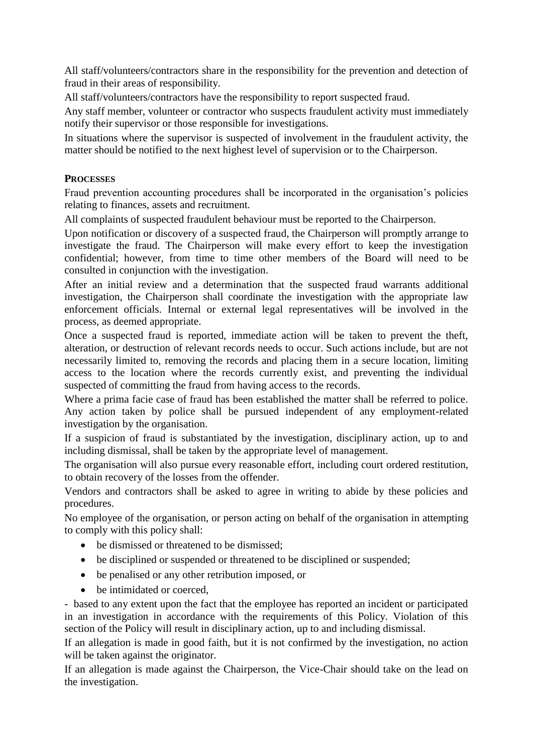All staff/volunteers/contractors share in the responsibility for the prevention and detection of fraud in their areas of responsibility.

All staff/volunteers/contractors have the responsibility to report suspected fraud.

Any staff member, volunteer or contractor who suspects fraudulent activity must immediately notify their supervisor or those responsible for investigations.

In situations where the supervisor is suspected of involvement in the fraudulent activity, the matter should be notified to the next highest level of supervision or to the Chairperson.

## PROCESSES

Fraud prevention accounting procedures shall be incorporated in the organisation's policies relating to finances, assets and recruitment.

All complaints of suspected fraudulent behaviour must be reported to the Chairperson.

Upon notification or discovery of a suspected fraud, the Chairperson will promptly arrange to investigate the fraud. The Chairperson will make every effort to keep the investigation confidential; however, from time to time other members of the Board will need to be consulted in conjunction with the investigation.

After an initial review and a determination that the suspected fraud warrants additional investigation, the Chairperson shall coordinate the investigation with the appropriate law enforcement officials. Internal or external legal representatives will be involved in the process, as deemed appropriate.

Once a suspected fraud is reported, immediate action will be taken to prevent the theft, alteration, or destruction of relevant records needs to occur. Such actions include, but are not necessarily limited to, removing the records and placing them in a secure location, limiting access to the location where the records currently exist, and preventing the individual suspected of committing the fraud from having access to the records.

Where a prima facie case of fraud has been established the matter shall be referred to police. Any action taken by police shall be pursued independent of any employment-related investigation by the organisation.

If a suspicion of fraud is substantiated by the investigation, disciplinary action, up to and including dismissal, shall be taken by the appropriate level of management.

The organisation will also pursue every reasonable effort, including court ordered restitution, to obtain recovery of the losses from the offender.

Vendors and contractors shall be asked to agree in writing to abide by these policies and procedures.

No employee of the organisation, or person acting on behalf of the organisation in attempting to comply with this policy shall:

- be dismissed or threatened to be dismissed;
- be disciplined or suspended or threatened to be disciplined or suspended;
- be penalised or any other retribution imposed, or
- be intimidated or coerced,

- based to any extent upon the fact that the employee has reported an incident or participated in an investigation in accordance with the requirements of this Policy. Violation of this section of the Policy will result in disciplinary action, up to and including dismissal.

If an allegation is made in good faith, but it is not confirmed by the investigation, no action will be taken against the originator.

If an allegation is made against the Chairperson, the Vice-Chair should take on the lead on the investigation.